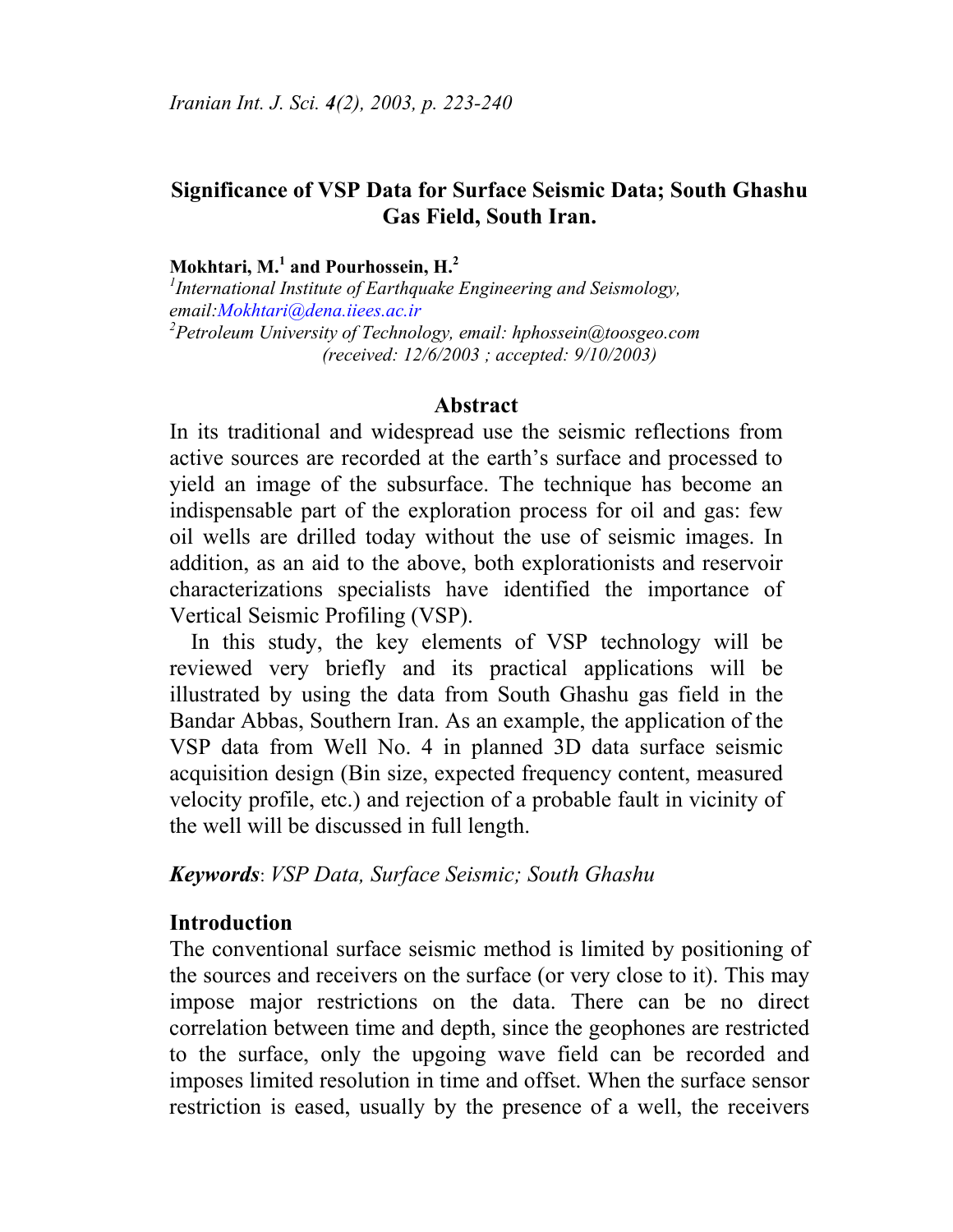# Significance of VSP Data for Surface Seismic Data; South Ghashu Gas Field, South Iran.

**Mokhtari, M.[1] and Pourhossein, H.[2]**

*[1]International Institute of Earthquake Engineering and Seismology, email:Mokhtari@dena.iiees.ac.ir*
*[2]Petroleum University of Technology, email: hphossein@toosgeo.com*
*(received: 12/6/2003 ; accepted: 9/10/2003)*

## Abstract

In its traditional and widespread use the seismic reflections from active sources are recorded at the earth's surface and processed to yield an image of the subsurface. The technique has become an indispensable part of the exploration process for oil and gas: few oil wells are drilled today without the use of seismic images. In addition, as an aid to the above, both explorationists and reservoir characterizations specialists have identified the importance of Vertical Seismic Profiling (VSP).

In this study, the key elements of VSP technology will be reviewed very briefly and its practical applications will be illustrated by using the data from South Ghashu gas field in the Bandar Abbas, Southern Iran. As an example, the application of the VSP data from Well No. 4 in planned 3D data surface seismic acquisition design (Bin size, expected frequency content, measured velocity profile, etc.) and rejection of a probable fault in vicinity of the well will be discussed in full length.

***Keywords***: *VSP Data, Surface Seismic; South Ghashu*

## Introduction

The conventional surface seismic method is limited by positioning of the sources and receivers on the surface (or very close to it). This may impose major restrictions on the data. There can be no direct correlation between time and depth, since the geophones are restricted to the surface, only the upgoing wave field can be recorded and imposes limited resolution in time and offset. When the surface sensor restriction is eased, usually by the presence of a well, the receivers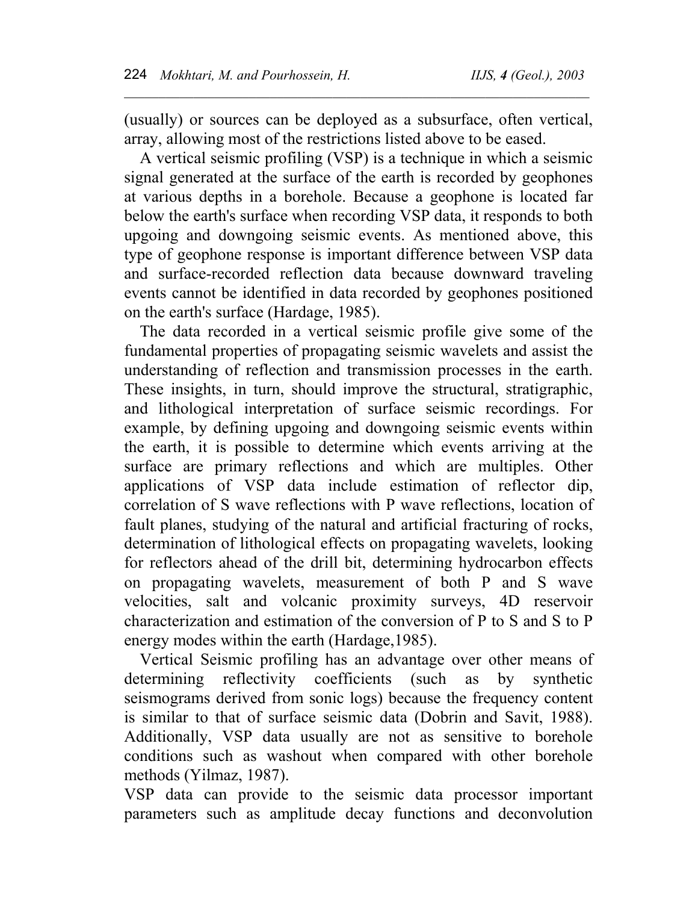(usually) or sources can be deployed as a subsurface, often vertical, array, allowing most of the restrictions listed above to be eased.

A vertical seismic profiling (VSP) is a technique in which a seismic signal generated at the surface of the earth is recorded by geophones at various depths in a borehole. Because a geophone is located far below the earth's surface when recording VSP data, it responds to both upgoing and downgoing seismic events. As mentioned above, this type of geophone response is important difference between VSP data and surface-recorded reflection data because downward traveling events cannot be identified in data recorded by geophones positioned on the earth's surface (Hardage, 1985).

The data recorded in a vertical seismic profile give some of the fundamental properties of propagating seismic wavelets and assist the understanding of reflection and transmission processes in the earth. These insights, in turn, should improve the structural, stratigraphic, and lithological interpretation of surface seismic recordings. For example, by defining upgoing and downgoing seismic events within the earth, it is possible to determine which events arriving at the surface are primary reflections and which are multiples. Other applications of VSP data include estimation of reflector dip, correlation of S wave reflections with P wave reflections, location of fault planes, studying of the natural and artificial fracturing of rocks, determination of lithological effects on propagating wavelets, looking for reflectors ahead of the drill bit, determining hydrocarbon effects on propagating wavelets, measurement of both P and S wave velocities, salt and volcanic proximity surveys, 4D reservoir characterization and estimation of the conversion of P to S and S to P energy modes within the earth (Hardage,1985).

Vertical Seismic profiling has an advantage over other means of determining reflectivity coefficients (such as by synthetic seismograms derived from sonic logs) because the frequency content is similar to that of surface seismic data (Dobrin and Savit, 1988). Additionally, VSP data usually are not as sensitive to borehole conditions such as washout when compared with other borehole methods (Yilmaz, 1987).

VSP data can provide to the seismic data processor important parameters such as amplitude decay functions and deconvolution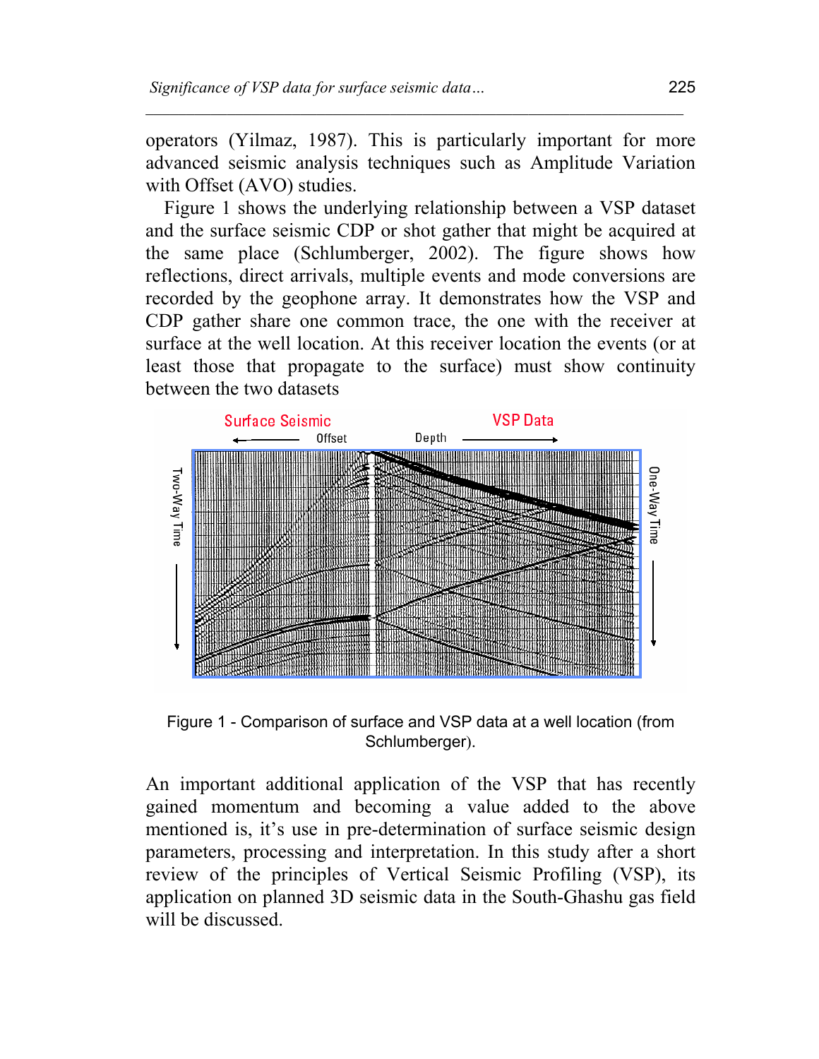operators (Yilmaz, 1987). This is particularly important for more advanced seismic analysis techniques such as Amplitude Variation with Offset (AVO) studies.

Figure 1 shows the underlying relationship between a VSP dataset and the surface seismic CDP or shot gather that might be acquired at the same place (Schlumberger, 2002). The figure shows how reflections, direct arrivals, multiple events and mode conversions are recorded by the geophone array. It demonstrates how the VSP and CDP gather share one common trace, the one with the receiver at surface at the well location. At this receiver location the events (or at least those that propagate to the surface) must show continuity between the two datasets

Figure 1 - Comparison of surface and VSP data at a well location (from Schlumberger).

An important additional application of the VSP that has recently gained momentum and becoming a value added to the above mentioned is, it's use in pre-determination of surface seismic design parameters, processing and interpretation. In this study after a short review of the principles of Vertical Seismic Profiling (VSP), its application on planned 3D seismic data in the South-Ghashu gas field will be discussed.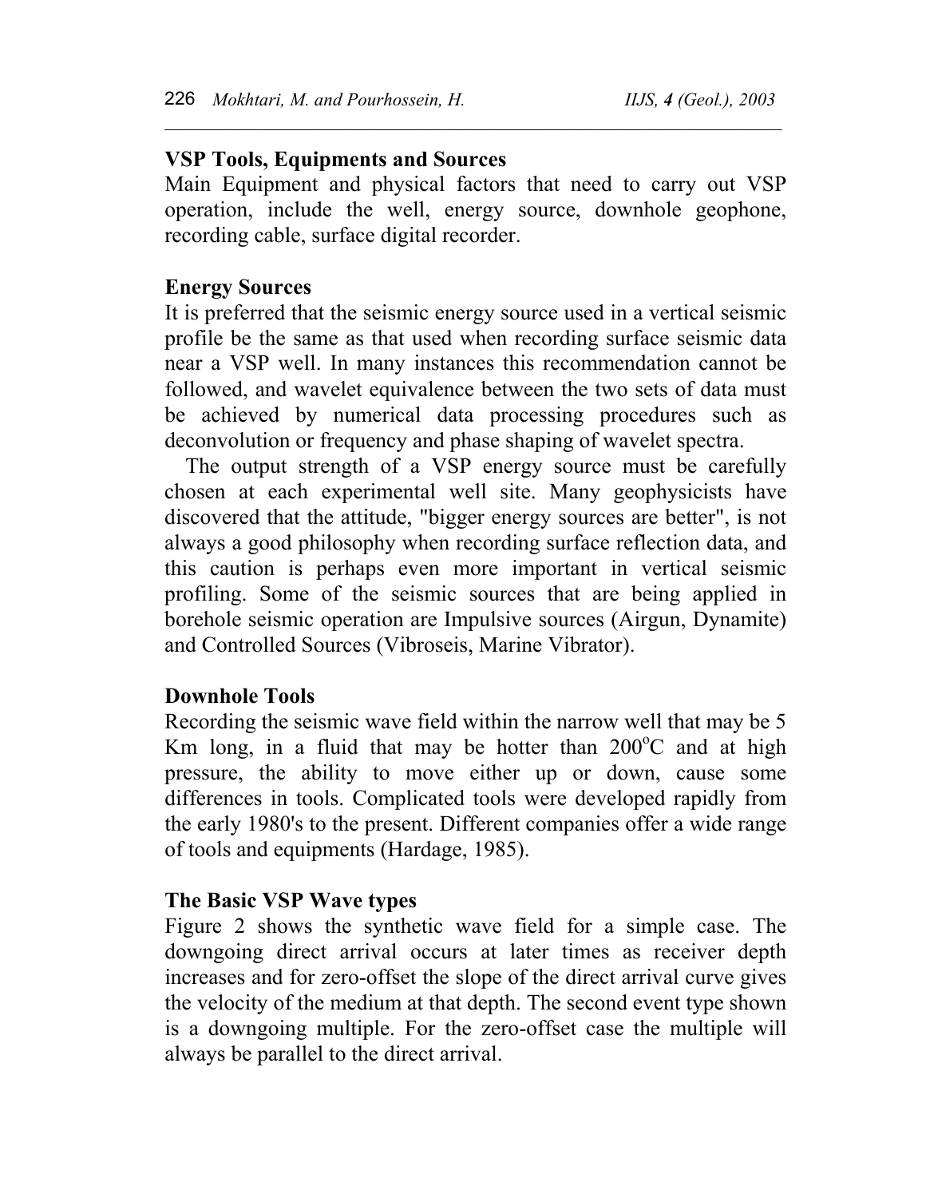## VSP Tools, Equipments and Sources

Main Equipment and physical factors that need to carry out VSP operation, include the well, energy source, downhole geophone, recording cable, surface digital recorder.

## Energy Sources

It is preferred that the seismic energy source used in a vertical seismic profile be the same as that used when recording surface seismic data near a VSP well. In many instances this recommendation cannot be followed, and wavelet equivalence between the two sets of data must be achieved by numerical data processing procedures such as deconvolution or frequency and phase shaping of wavelet spectra.

The output strength of a VSP energy source must be carefully chosen at each experimental well site. Many geophysicists have discovered that the attitude, "bigger energy sources are better", is not always a good philosophy when recording surface reflection data, and this caution is perhaps even more important in vertical seismic profiling. Some of the seismic sources that are being applied in borehole seismic operation are Impulsive sources (Airgun, Dynamite) and Controlled Sources (Vibroseis, Marine Vibrator).

## Downhole Tools

Recording the seismic wave field within the narrow well that may be 5 Km long, in a fluid that may be hotter than $200^{o}$C and at high pressure, the ability to move either up or down, cause some differences in tools. Complicated tools were developed rapidly from the early 1980's to the present. Different companies offer a wide range of tools and equipments (Hardage, 1985).

## The Basic VSP Wave types

Figure 2 shows the synthetic wave field for a simple case. The downgoing direct arrival occurs at later times as receiver depth increases and for zero-offset the slope of the direct arrival curve gives the velocity of the medium at that depth. The second event type shown is a downgoing multiple. For the zero-offset case the multiple will always be parallel to the direct arrival.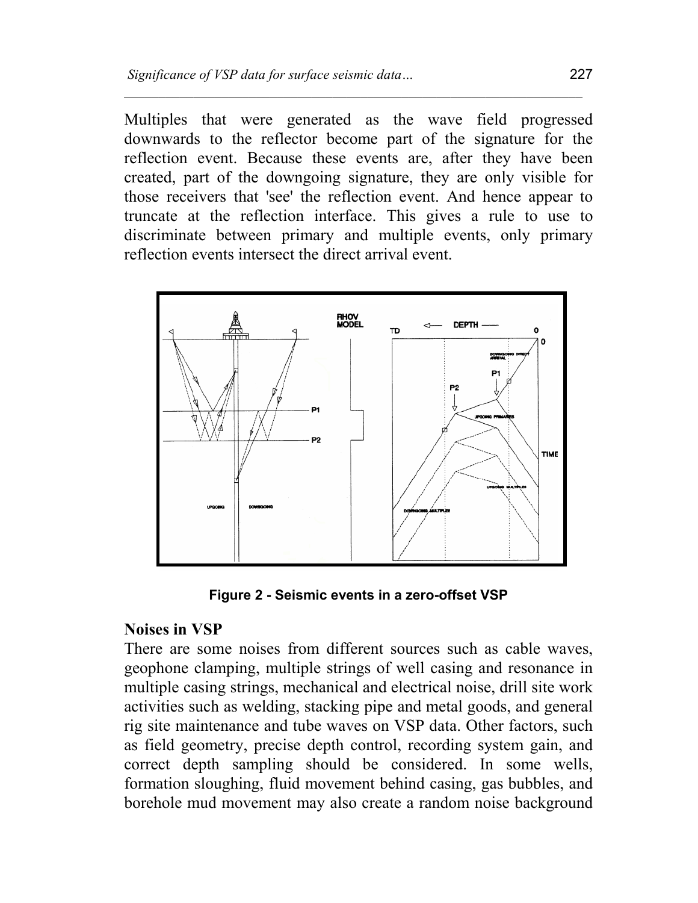Multiples that were generated as the wave field progressed downwards to the reflector become part of the signature for the reflection event. Because these events are, after they have been created, part of the downgoing signature, they are only visible for those receivers that 'see' the reflection event. And hence appear to truncate at the reflection interface. This gives a rule to use to discriminate between primary and multiple events, only primary reflection events intersect the direct arrival event.

**Figure 2 - Seismic events in a zero-offset VSP**

### Noises in VSP

There are some noises from different sources such as cable waves, geophone clamping, multiple strings of well casing and resonance in multiple casing strings, mechanical and electrical noise, drill site work activities such as welding, stacking pipe and metal goods, and general rig site maintenance and tube waves on VSP data. Other factors, such as field geometry, precise depth control, recording system gain, and correct depth sampling should be considered. In some wells, formation sloughing, fluid movement behind casing, gas bubbles, and borehole mud movement may also create a random noise background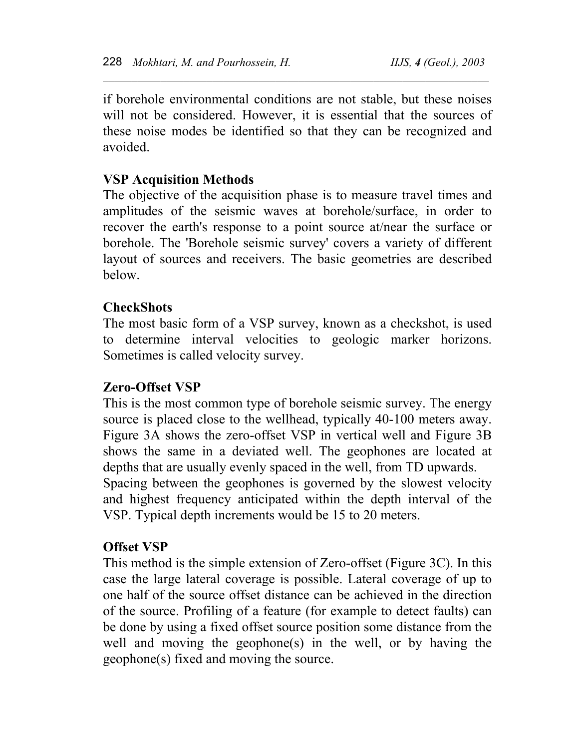if borehole environmental conditions are not stable, but these noises will not be considered. However, it is essential that the sources of these noise modes be identified so that they can be recognized and avoided.

## VSP Acquisition Methods

The objective of the acquisition phase is to measure travel times and amplitudes of the seismic waves at borehole/surface, in order to recover the earth's response to a point source at/near the surface or borehole. The 'Borehole seismic survey' covers a variety of different layout of sources and receivers. The basic geometries are described below.

### CheckShots

The most basic form of a VSP survey, known as a checkshot, is used to determine interval velocities to geologic marker horizons. Sometimes is called velocity survey.

### Zero-Offset VSP

This is the most common type of borehole seismic survey. The energy source is placed close to the wellhead, typically 40-100 meters away. Figure 3A shows the zero-offset VSP in vertical well and Figure 3B shows the same in a deviated well. The geophones are located at depths that are usually evenly spaced in the well, from TD upwards.

Spacing between the geophones is governed by the slowest velocity and highest frequency anticipated within the depth interval of the VSP. Typical depth increments would be 15 to 20 meters.

### Offset VSP

This method is the simple extension of Zero-offset (Figure 3C). In this case the large lateral coverage is possible. Lateral coverage of up to one half of the source offset distance can be achieved in the direction of the source. Profiling of a feature (for example to detect faults) can be done by using a fixed offset source position some distance from the well and moving the geophone(s) in the well, or by having the geophone(s) fixed and moving the source.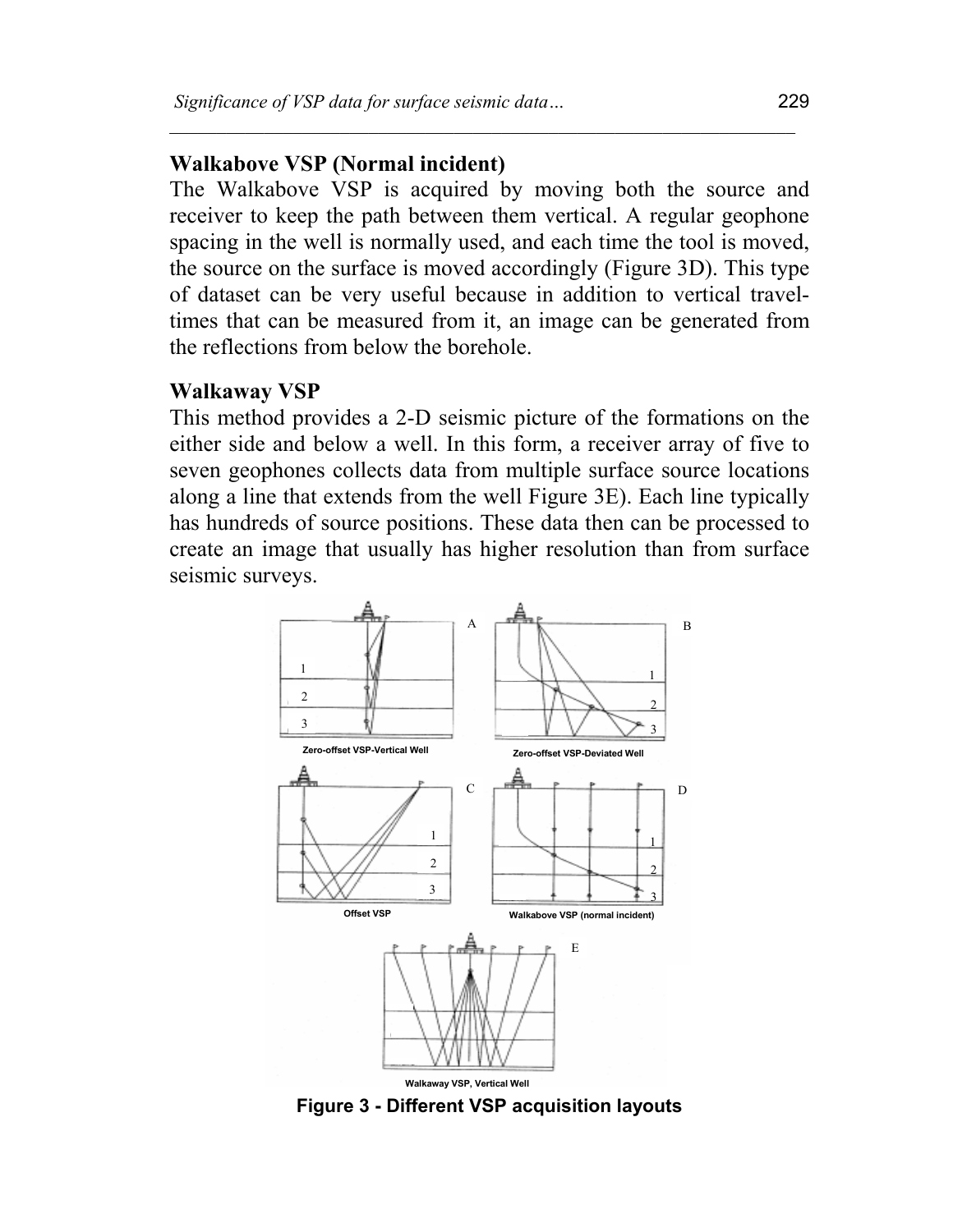**Walkabove VSP (Normal incident)**

The Walkabove VSP is acquired by moving both the source and receiver to keep the path between them vertical. A regular geophone spacing in the well is normally used, and each time the tool is moved, the source on the surface is moved accordingly (Figure 3D). This type of dataset can be very useful because in addition to vertical travel-times that can be measured from it, an image can be generated from the reflections from below the borehole.

**Walkaway VSP**

This method provides a 2-D seismic picture of the formations on the either side and below a well. In this form, a receiver array of five to seven geophones collects data from multiple surface source locations along a line that extends from the well Figure 3E). Each line typically has hundreds of source positions. These data then can be processed to create an image that usually has higher resolution than from surface seismic surveys.

**Figure 3 - Different VSP acquisition layouts**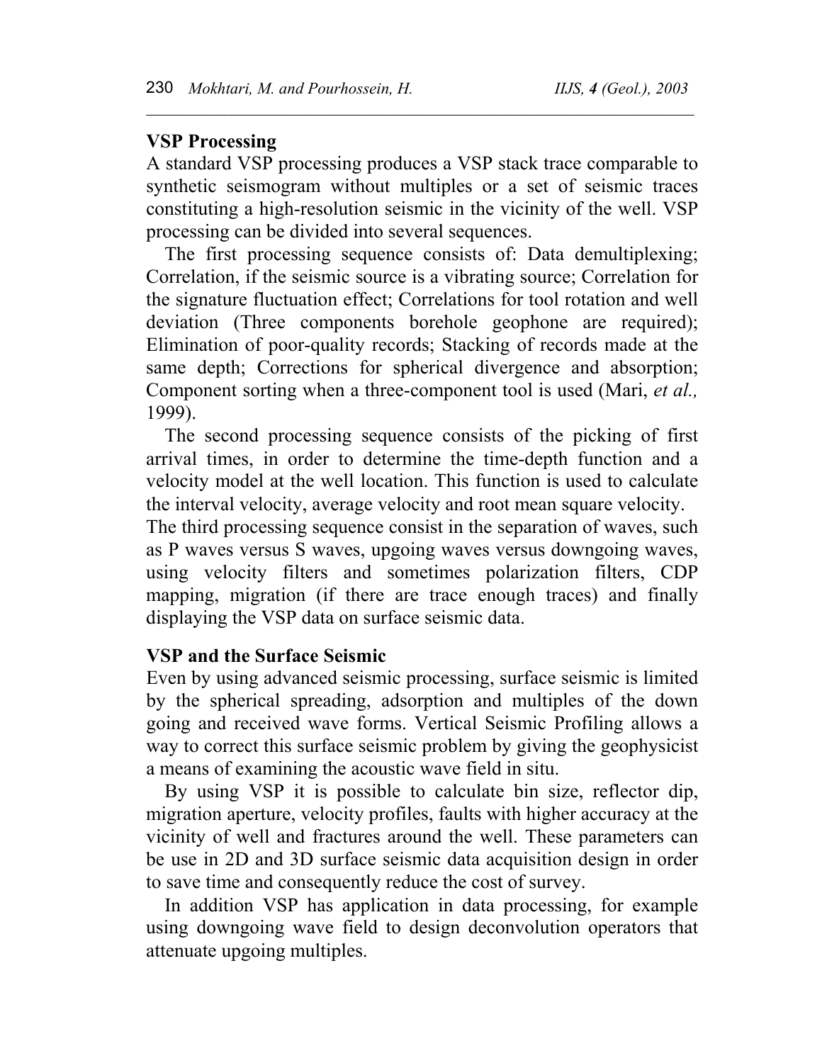## VSP Processing

A standard VSP processing produces a VSP stack trace comparable to synthetic seismogram without multiples or a set of seismic traces constituting a high-resolution seismic in the vicinity of the well. VSP processing can be divided into several sequences.

The first processing sequence consists of: Data demultiplexing; Correlation, if the seismic source is a vibrating source; Correlation for the signature fluctuation effect; Correlations for tool rotation and well deviation (Three components borehole geophone are required); Elimination of poor-quality records; Stacking of records made at the same depth; Corrections for spherical divergence and absorption; Component sorting when a three-component tool is used (Mari, *et al.,* 1999).

The second processing sequence consists of the picking of first arrival times, in order to determine the time-depth function and a velocity model at the well location. This function is used to calculate the interval velocity, average velocity and root mean square velocity.

The third processing sequence consist in the separation of waves, such as P waves versus S waves, upgoing waves versus downgoing waves, using velocity filters and sometimes polarization filters, CDP mapping, migration (if there are trace enough traces) and finally displaying the VSP data on surface seismic data.

## VSP and the Surface Seismic

Even by using advanced seismic processing, surface seismic is limited by the spherical spreading, adsorption and multiples of the down going and received wave forms. Vertical Seismic Profiling allows a way to correct this surface seismic problem by giving the geophysicist a means of examining the acoustic wave field in situ.

By using VSP it is possible to calculate bin size, reflector dip, migration aperture, velocity profiles, faults with higher accuracy at the vicinity of well and fractures around the well. These parameters can be use in 2D and 3D surface seismic data acquisition design in order to save time and consequently reduce the cost of survey.

In addition VSP has application in data processing, for example using downgoing wave field to design deconvolution operators that attenuate upgoing multiples.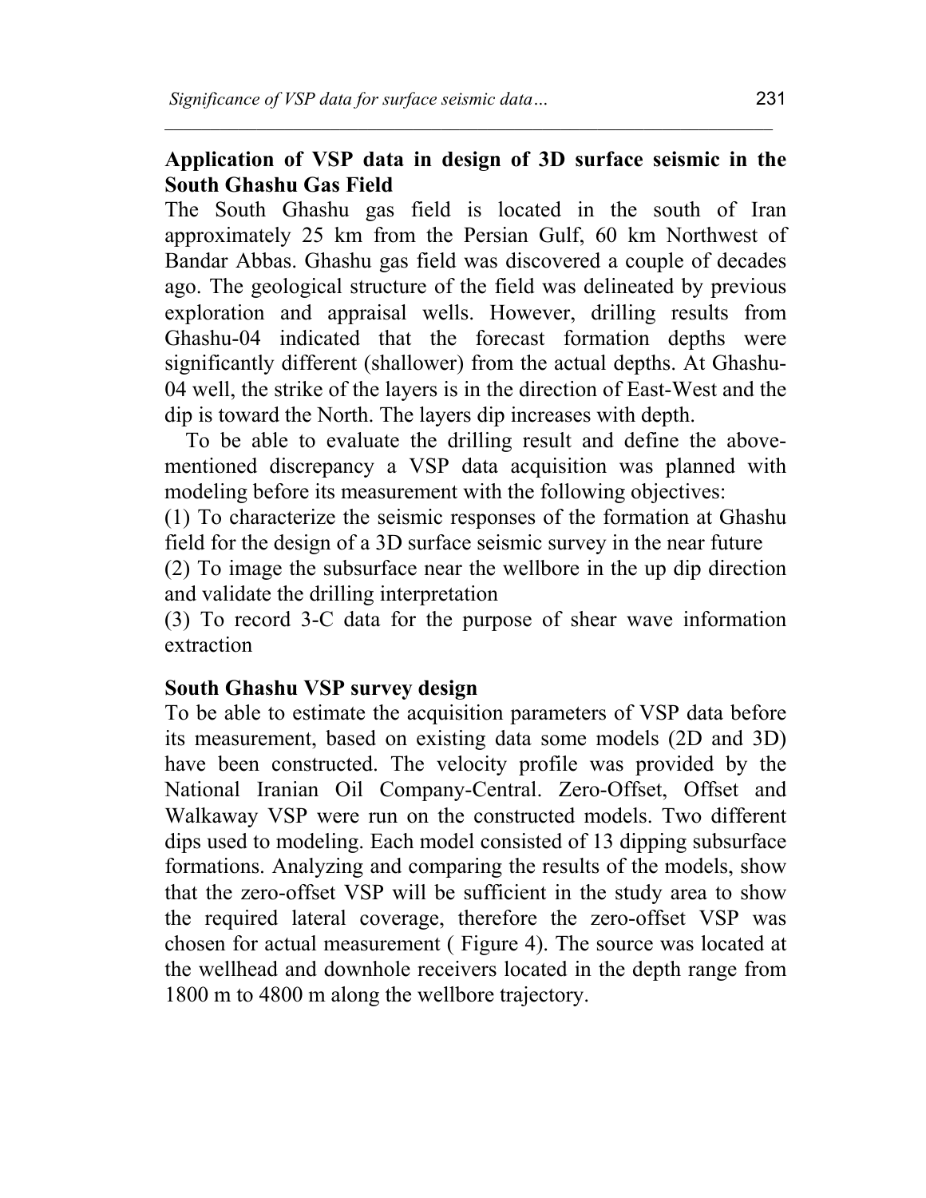## Application of VSP data in design of 3D surface seismic in the South Ghashu Gas Field

The South Ghashu gas field is located in the south of Iran approximately 25 km from the Persian Gulf, 60 km Northwest of Bandar Abbas. Ghashu gas field was discovered a couple of decades ago. The geological structure of the field was delineated by previous exploration and appraisal wells. However, drilling results from Ghashu-04 indicated that the forecast formation depths were significantly different (shallower) from the actual depths. At Ghashu-04 well, the strike of the layers is in the direction of East-West and the dip is toward the North. The layers dip increases with depth.

To be able to evaluate the drilling result and define the above-mentioned discrepancy a VSP data acquisition was planned with modeling before its measurement with the following objectives:

(1) To characterize the seismic responses of the formation at Ghashu field for the design of a 3D surface seismic survey in the near future

(2) To image the subsurface near the wellbore in the up dip direction and validate the drilling interpretation

(3) To record 3-C data for the purpose of shear wave information extraction

## South Ghashu VSP survey design

To be able to estimate the acquisition parameters of VSP data before its measurement, based on existing data some models (2D and 3D) have been constructed. The velocity profile was provided by the National Iranian Oil Company-Central. Zero-Offset, Offset and Walkaway VSP were run on the constructed models. Two different dips used to modeling. Each model consisted of 13 dipping subsurface formations. Analyzing and comparing the results of the models, show that the zero-offset VSP will be sufficient in the study area to show the required lateral coverage, therefore the zero-offset VSP was chosen for actual measurement ( Figure 4). The source was located at the wellhead and downhole receivers located in the depth range from 1800 m to 4800 m along the wellbore trajectory.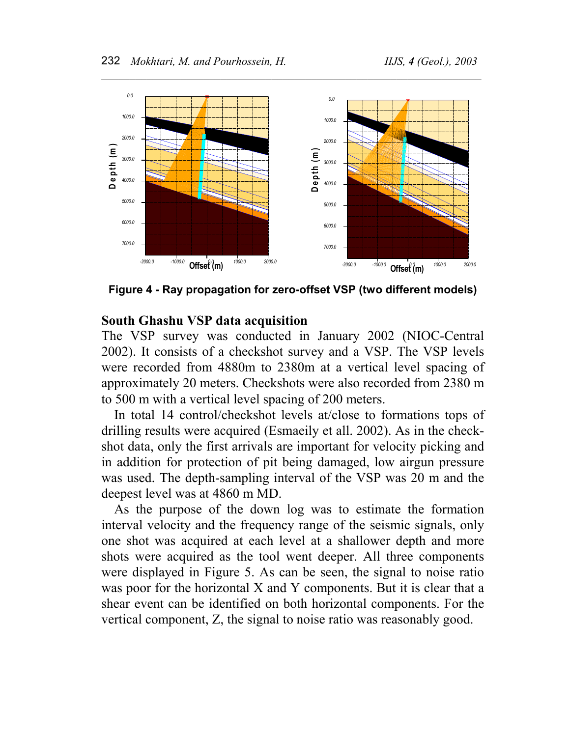Figure 4 - Ray propagation for zero-offset VSP (two different models)

## South Ghashu VSP data acquisition

The VSP survey was conducted in January 2002 (NIOC-Central 2002). It consists of a checkshot survey and a VSP. The VSP levels were recorded from 4880m to 2380m at a vertical level spacing of approximately 20 meters. Checkshots were also recorded from 2380 m to 500 m with a vertical level spacing of 200 meters.

In total 14 control/checkshot levels at/close to formations tops of drilling results were acquired (Esmaeily et all. 2002). As in the check-shot data, only the first arrivals are important for velocity picking and in addition for protection of pit being damaged, low airgun pressure was used. The depth-sampling interval of the VSP was 20 m and the deepest level was at 4860 m MD.

As the purpose of the down log was to estimate the formation interval velocity and the frequency range of the seismic signals, only one shot was acquired at each level at a shallower depth and more shots were acquired as the tool went deeper. All three components were displayed in Figure 5. As can be seen, the signal to noise ratio was poor for the horizontal X and Y components. But it is clear that a shear event can be identified on both horizontal components. For the vertical component, Z, the signal to noise ratio was reasonably good.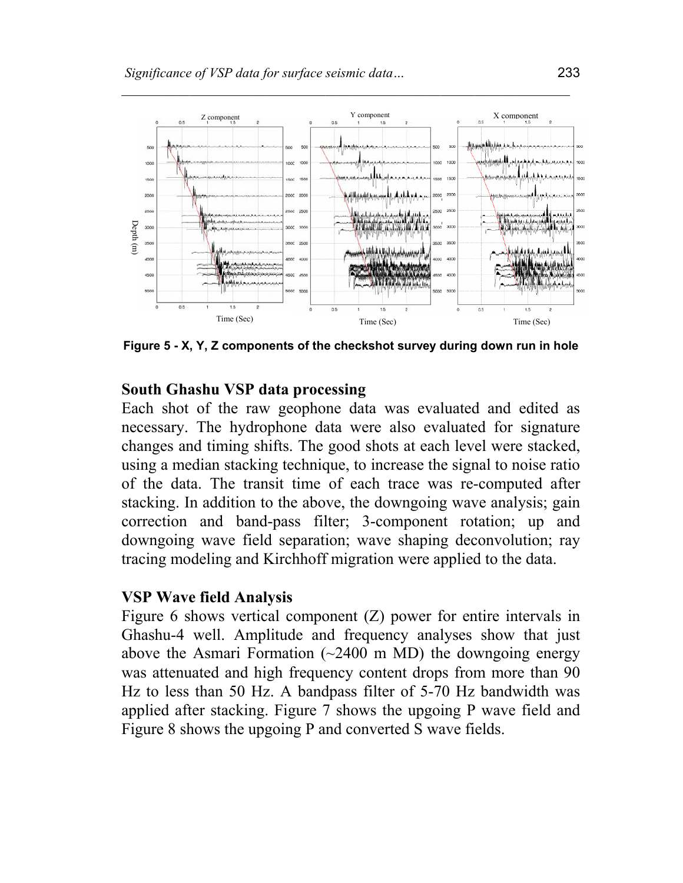Figure 5 - X, Y, Z components of the checkshot survey during down run in hole

## South Ghashu VSP data processing

Each shot of the raw geophone data was evaluated and edited as necessary. The hydrophone data were also evaluated for signature changes and timing shifts. The good shots at each level were stacked, using a median stacking technique, to increase the signal to noise ratio of the data. The transit time of each trace was re-computed after stacking. In addition to the above, the downgoing wave analysis; gain correction and band-pass filter; 3-component rotation; up and downgoing wave field separation; wave shaping deconvolution; ray tracing modeling and Kirchhoff migration were applied to the data.

## VSP Wave field Analysis

Figure 6 shows vertical component (Z) power for entire intervals in Ghashu-4 well. Amplitude and frequency analyses show that just above the Asmari Formation (~2400 m MD) the downgoing energy was attenuated and high frequency content drops from more than 90 Hz to less than 50 Hz. A bandpass filter of 5-70 Hz bandwidth was applied after stacking. Figure 7 shows the upgoing P wave field and Figure 8 shows the upgoing P and converted S wave fields.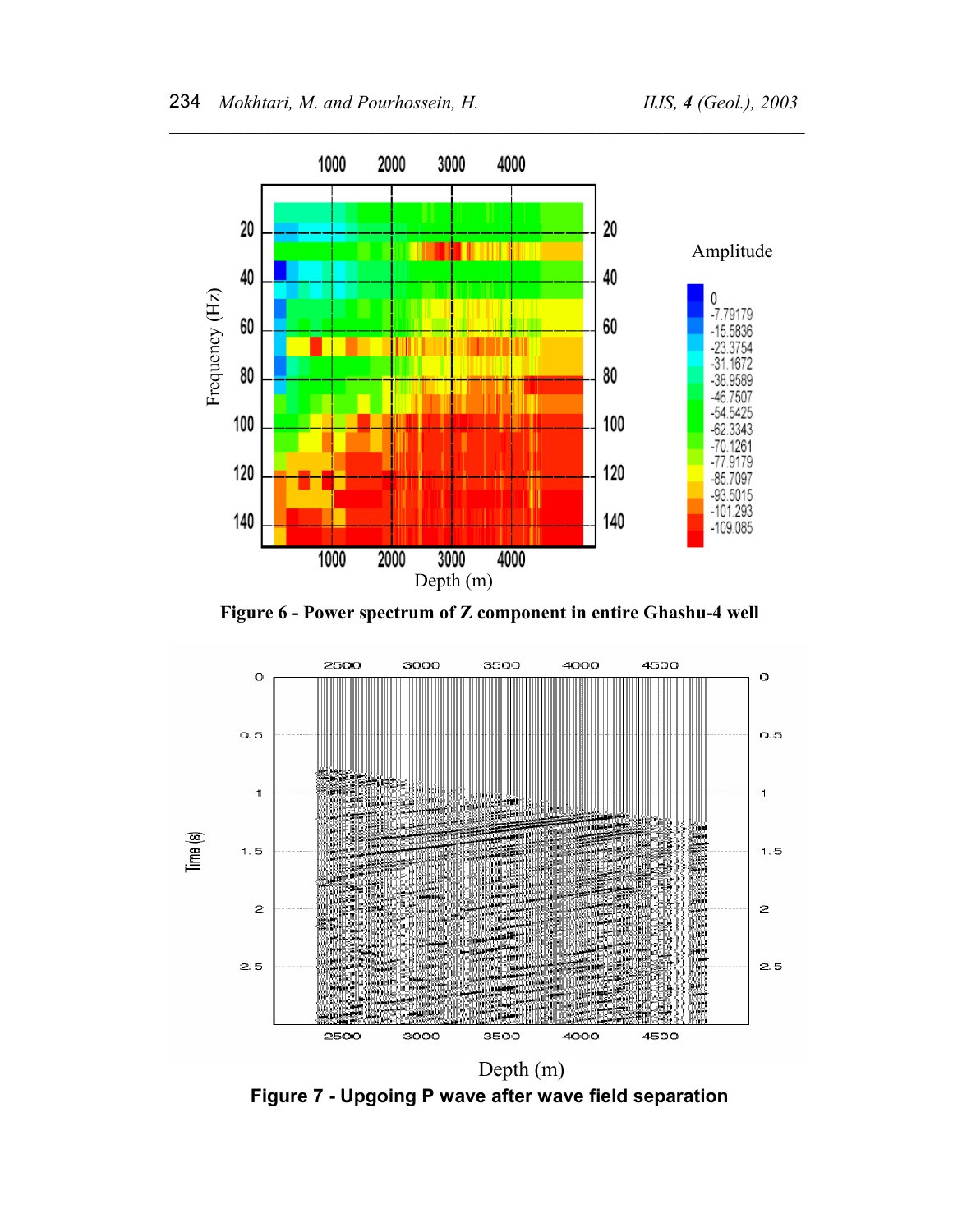**Figure 6 - Power spectrum of Z component in entire Ghashu-4 well**

**Figure 7 - Upgoing P wave after wave field separation**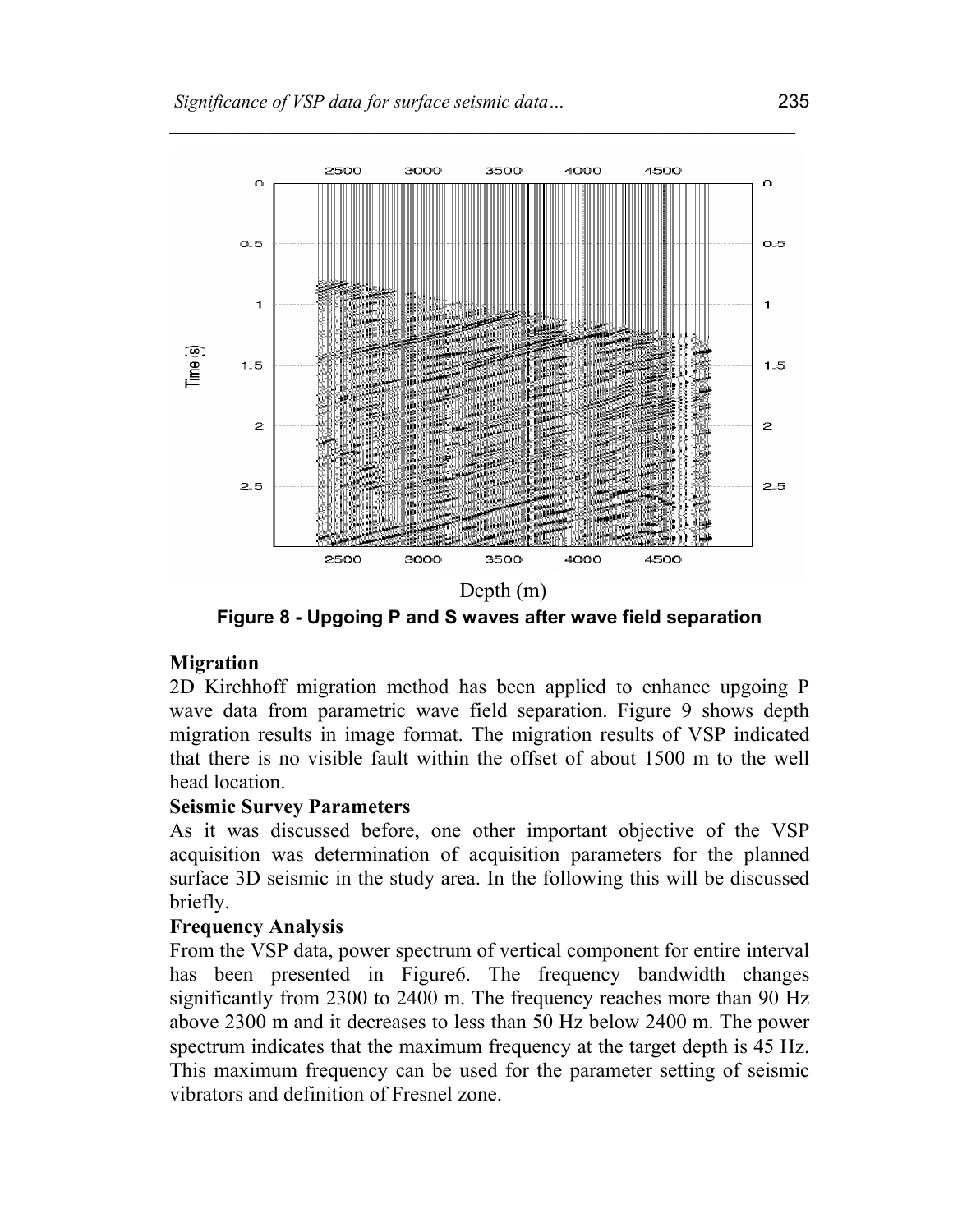Figure 8 - Upgoing P and S waves after wave field separation

## Migration

2D Kirchhoff migration method has been applied to enhance upgoing P wave data from parametric wave field separation. Figure 9 shows depth migration results in image format. The migration results of VSP indicated that there is no visible fault within the offset of about 1500 m to the well head location.

## Seismic Survey Parameters

As it was discussed before, one other important objective of the VSP acquisition was determination of acquisition parameters for the planned surface 3D seismic in the study area. In the following this will be discussed briefly.

## Frequency Analysis

From the VSP data, power spectrum of vertical component for entire interval has been presented in Figure6. The frequency bandwidth changes significantly from 2300 to 2400 m. The frequency reaches more than 90 Hz above 2300 m and it decreases to less than 50 Hz below 2400 m. The power spectrum indicates that the maximum frequency at the target depth is 45 Hz. This maximum frequency can be used for the parameter setting of seismic vibrators and definition of Fresnel zone.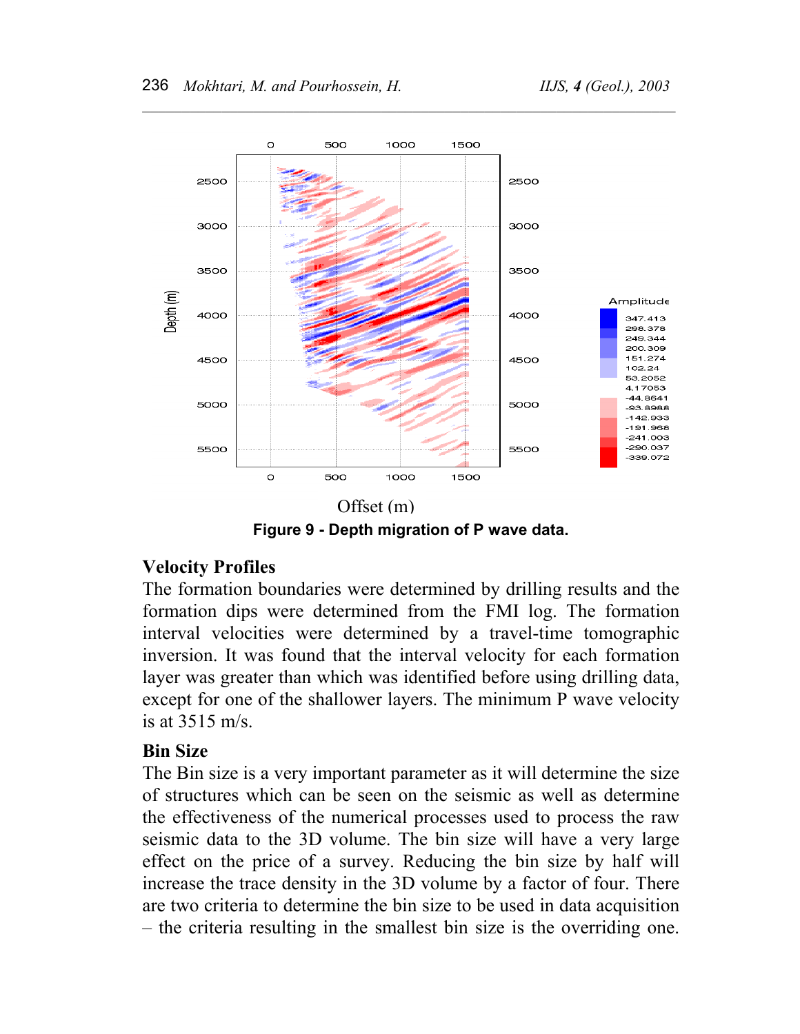Figure 9 - Depth migration of P wave data.

### Velocity Profiles

The formation boundaries were determined by drilling results and the formation dips were determined from the FMI log. The formation interval velocities were determined by a travel-time tomographic inversion. It was found that the interval velocity for each formation layer was greater than which was identified before using drilling data, except for one of the shallower layers. The minimum P wave velocity is at 3515 m/s.

### Bin Size

The Bin size is a very important parameter as it will determine the size of structures which can be seen on the seismic as well as determine the effectiveness of the numerical processes used to process the raw seismic data to the 3D volume. The bin size will have a very large effect on the price of a survey. Reducing the bin size by half will increase the trace density in the 3D volume by a factor of four. There are two criteria to determine the bin size to be used in data acquisition – the criteria resulting in the smallest bin size is the overriding one.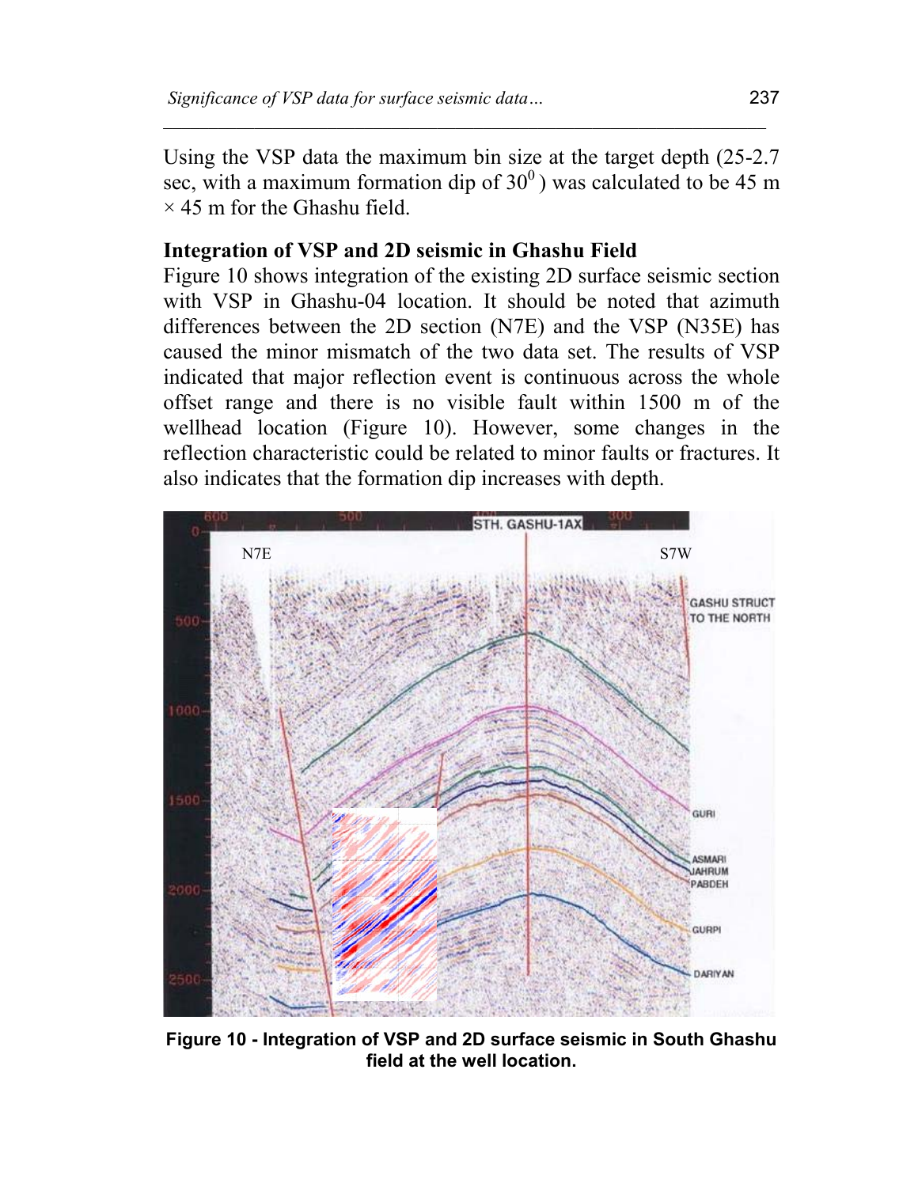Using the VSP data the maximum bin size at the target depth (25-2.7 sec, with a maximum formation dip of $30^0$ ) was calculated to be 45 m × 45 m for the Ghashu field.

**Integration of VSP and 2D seismic in Ghashu Field**

Figure 10 shows integration of the existing 2D surface seismic section with VSP in Ghashu-04 location. It should be noted that azimuth differences between the 2D section (N7E) and the VSP (N35E) has caused the minor mismatch of the two data set. The results of VSP indicated that major reflection event is continuous across the whole offset range and there is no visible fault within 1500 m of the wellhead location (Figure 10). However, some changes in the reflection characteristic could be related to minor faults or fractures. It also indicates that the formation dip increases with depth.

**Figure 10 - Integration of VSP and 2D surface seismic in South Ghashu field at the well location.**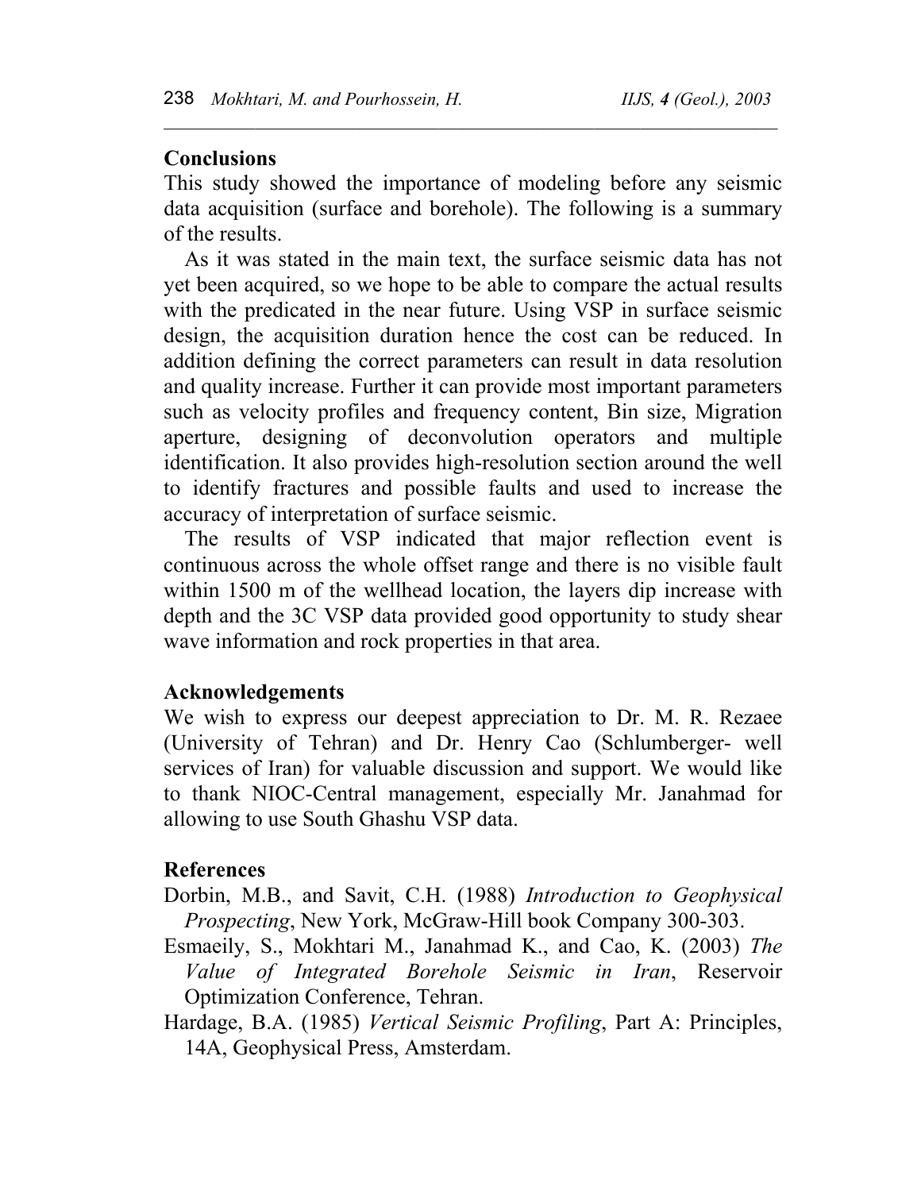## Conclusions

This study showed the importance of modeling before any seismic data acquisition (surface and borehole). The following is a summary of the results.

As it was stated in the main text, the surface seismic data has not yet been acquired, so we hope to be able to compare the actual results with the predicated in the near future. Using VSP in surface seismic design, the acquisition duration hence the cost can be reduced. In addition defining the correct parameters can result in data resolution and quality increase. Further it can provide most important parameters such as velocity profiles and frequency content, Bin size, Migration aperture, designing of deconvolution operators and multiple identification. It also provides high-resolution section around the well to identify fractures and possible faults and used to increase the accuracy of interpretation of surface seismic.

The results of VSP indicated that major reflection event is continuous across the whole offset range and there is no visible fault within 1500 m of the wellhead location, the layers dip increase with depth and the 3C VSP data provided good opportunity to study shear wave information and rock properties in that area.

## Acknowledgements

We wish to express our deepest appreciation to Dr. M. R. Rezaee (University of Tehran) and Dr. Henry Cao (Schlumberger- well services of Iran) for valuable discussion and support. We would like to thank NIOC-Central management, especially Mr. Janahmad for allowing to use South Ghashu VSP data.

## References

Dorbin, M.B., and Savit, C.H. (1988) *Introduction to Geophysical Prospecting*, New York, McGraw-Hill book Company 300-303.

Esmaeily, S., Mokhtari M., Janahmad K., and Cao, K. (2003) *The Value of Integrated Borehole Seismic in Iran*, Reservoir Optimization Conference, Tehran.

Hardage, B.A. (1985) *Vertical Seismic Profiling*, Part A: Principles, 14A, Geophysical Press, Amsterdam.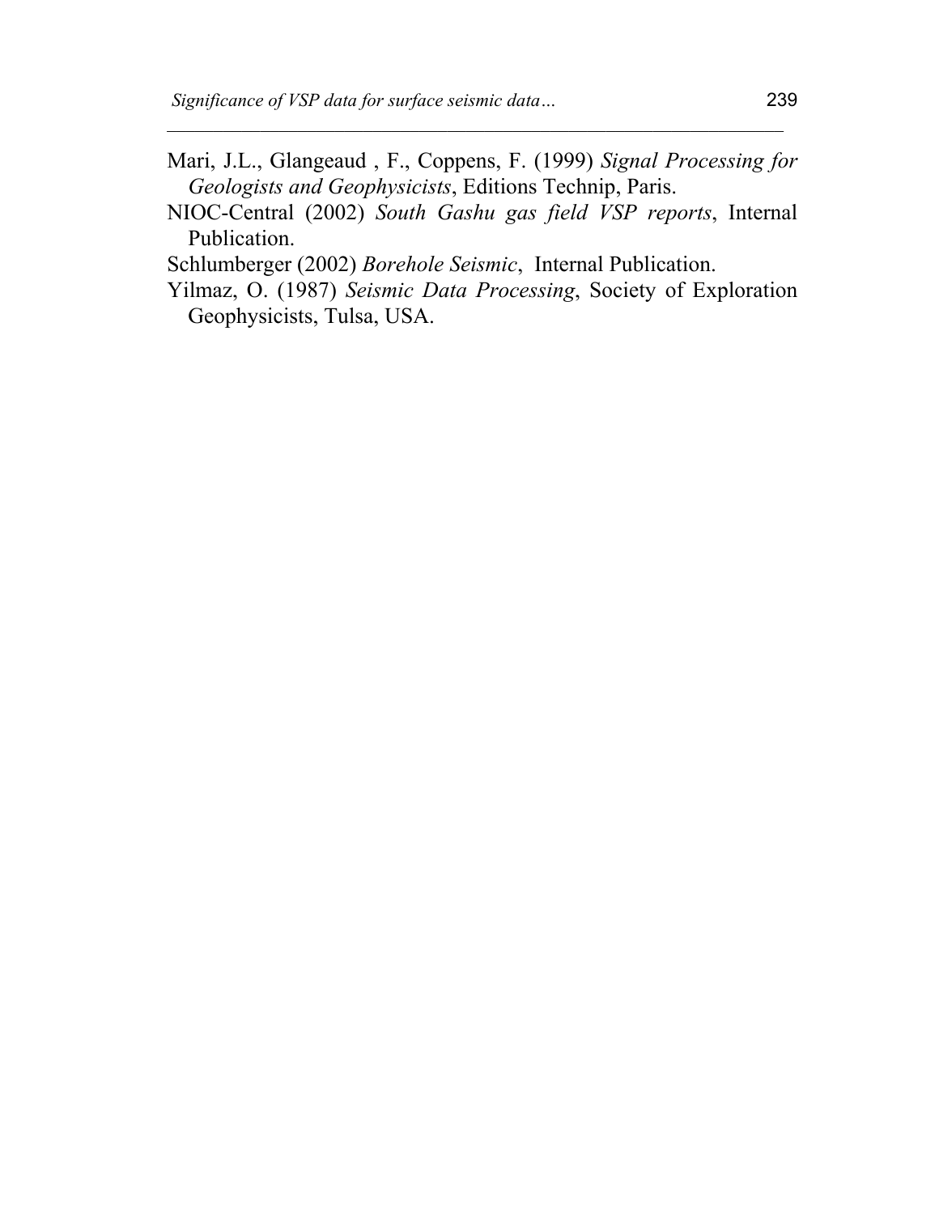Mari, J.L., Glangeaud , F., Coppens, F. (1999) *Signal Processing for Geologists and Geophysicists*, Editions Technip, Paris.

NIOC-Central (2002) *South Gashu gas field VSP reports*, Internal Publication.

Schlumberger (2002) *Borehole Seismic*, Internal Publication.

Yilmaz, O. (1987) *Seismic Data Processing*, Society of Exploration Geophysicists, Tulsa, USA.